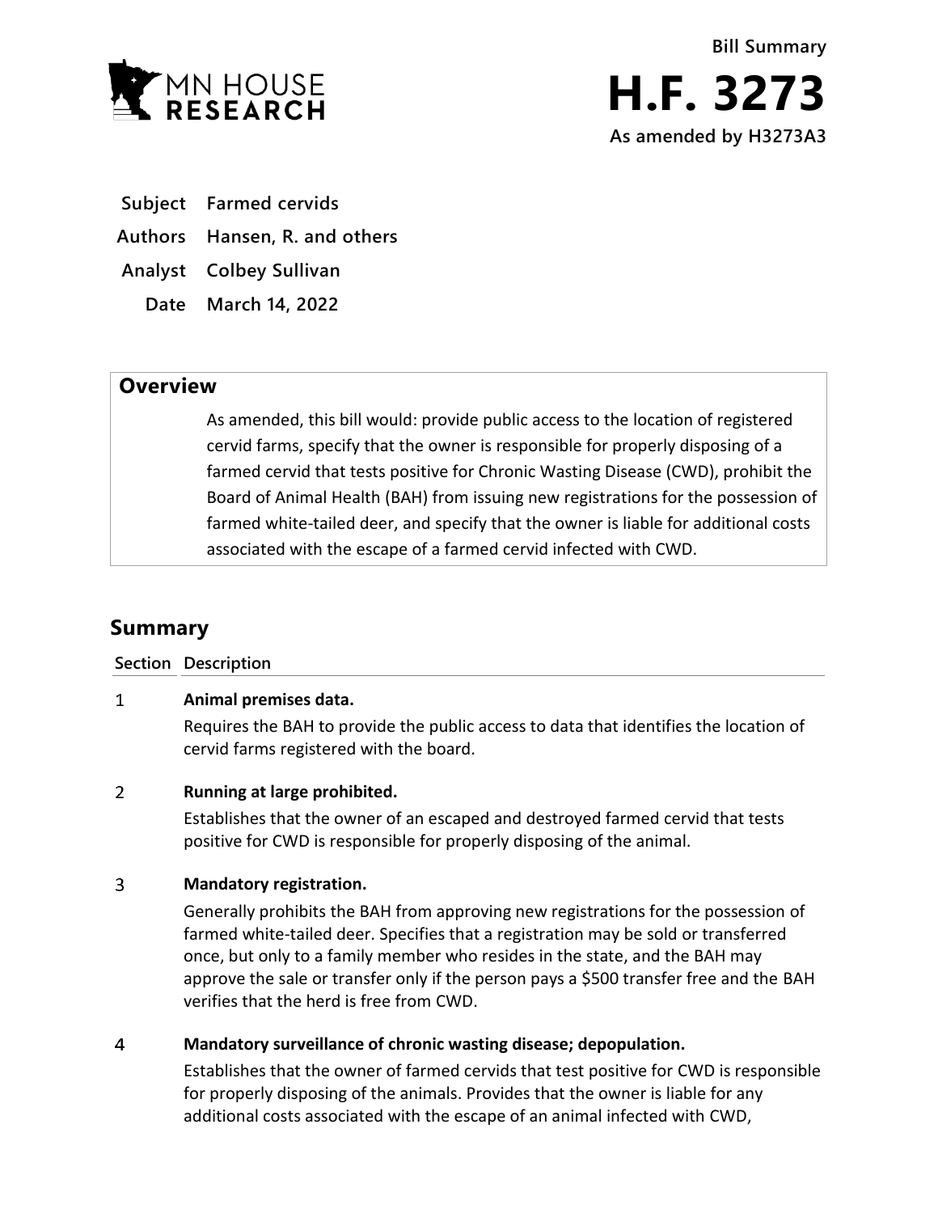MN HOUSE RESEARCH

Bill Summary

# H.F. 3273

**As amended by H3273A3**

| | |
|---|---|
| **Subject** | Farmed cervids |
| **Authors** | Hansen, R. and others |
| **Analyst** | Colbey Sullivan |
| **Date** | March 14, 2022 |

## Overview

As amended, this bill would: provide public access to the location of registered cervid farms, specify that the owner is responsible for properly disposing of a farmed cervid that tests positive for Chronic Wasting Disease (CWD), prohibit the Board of Animal Health (BAH) from issuing new registrations for the possession of farmed white-tailed deer, and specify that the owner is liable for additional costs associated with the escape of a farmed cervid infected with CWD.

## Summary

| Section | Description |
|---|---|
| 1 | **Animal premises data.**<br>Requires the BAH to provide the public access to data that identifies the location of cervid farms registered with the board. |
| 2 | **Running at large prohibited.**<br>Establishes that the owner of an escaped and destroyed farmed cervid that tests positive for CWD is responsible for properly disposing of the animal. |
| 3 | **Mandatory registration.**<br>Generally prohibits the BAH from approving new registrations for the possession of farmed white-tailed deer. Specifies that a registration may be sold or transferred once, but only to a family member who resides in the state, and the BAH may approve the sale or transfer only if the person pays a $500 transfer free and the BAH verifies that the herd is free from CWD. |
| 4 | **Mandatory surveillance of chronic wasting disease; depopulation.**<br>Establishes that the owner of farmed cervids that test positive for CWD is responsible for properly disposing of the animals. Provides that the owner is liable for any additional costs associated with the escape of an animal infected with CWD, |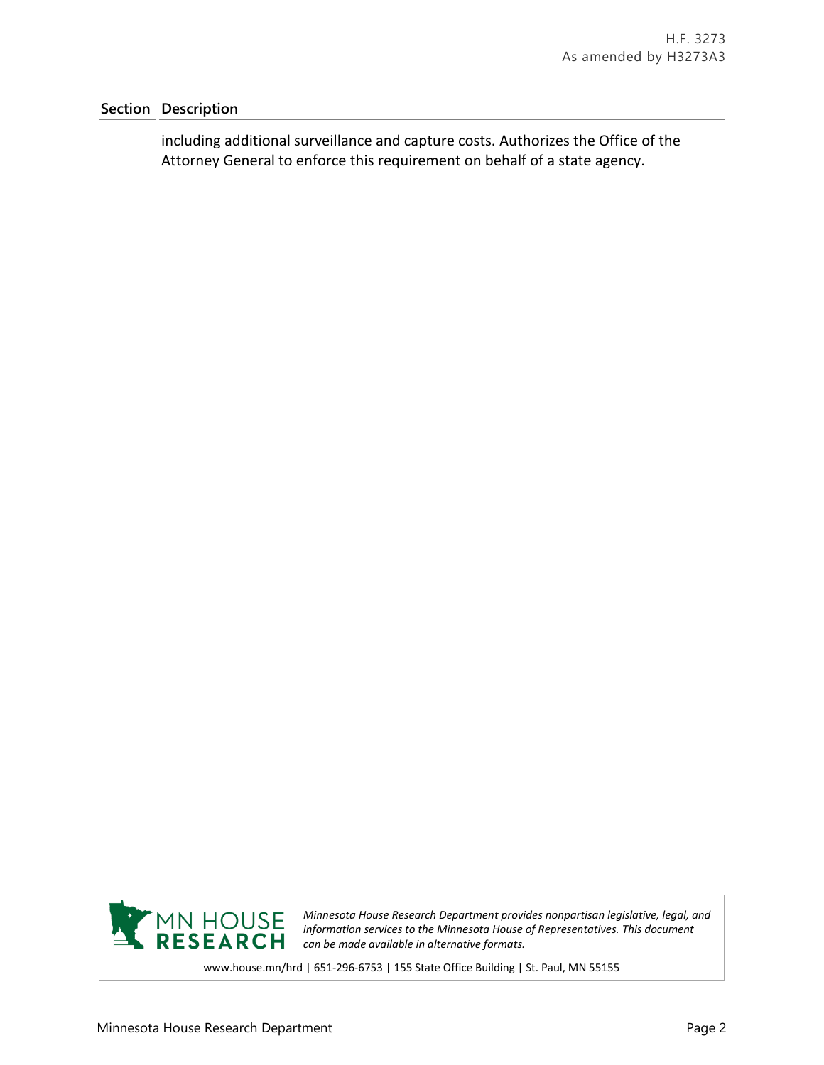| Section | Description |
|---|---|
| | including additional surveillance and capture costs. Authorizes the Office of the Attorney General to enforce this requirement on behalf of a state agency. |

*Minnesota House Research Department provides nonpartisan legislative, legal, and information services to the Minnesota House of Representatives. This document can be made available in alternative formats.*

www.house.mn/hrd | 651-296-6753 | 155 State Office Building | St. Paul, MN 55155